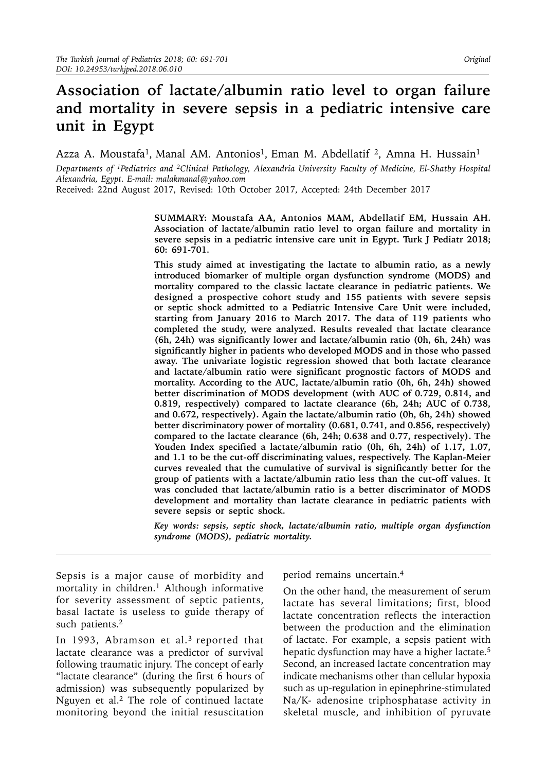# Association of lactate/albumin ratio level to organ failure and mortality in severe sepsis in a pediatric intensive care unit in Egypt

Azza A. Moustafa[1], Manal AM. Antonios[1], Eman M. Abdellatif [2], Amna H. Hussain[1]

*Departments of [1]Pediatrics and [2]Clinical Pathology, Alexandria University Faculty of Medicine, El-Shatby Hospital Alexandria, Egypt. E-mail: malakmanal@yahoo.com*

Received: 22nd August 2017, Revised: 10th October 2017, Accepted: 24th December 2017

**SUMMARY: Moustafa AA, Antonios MAM, Abdellatif EM, Hussain AH. Association of lactate/albumin ratio level to organ failure and mortality in severe sepsis in a pediatric intensive care unit in Egypt. Turk J Pediatr 2018; 60: 691-701.**

**This study aimed at investigating the lactate to albumin ratio, as a newly introduced biomarker of multiple organ dysfunction syndrome (MODS) and mortality compared to the classic lactate clearance in pediatric patients. We designed a prospective cohort study and 155 patients with severe sepsis or septic shock admitted to a Pediatric Intensive Care Unit were included, starting from January 2016 to March 2017. The data of 119 patients who completed the study, were analyzed. Results revealed that lactate clearance (6h, 24h) was significantly lower and lactate/albumin ratio (0h, 6h, 24h) was significantly higher in patients who developed MODS and in those who passed away. The univariate logistic regression showed that both lactate clearance and lactate/albumin ratio were significant prognostic factors of MODS and mortality. According to the AUC, lactate/albumin ratio (0h, 6h, 24h) showed better discrimination of MODS development (with AUC of 0.729, 0.814, and 0.819, respectively) compared to lactate clearance (6h, 24h; AUC of 0.738, and 0.672, respectively). Again the lactate/albumin ratio (0h, 6h, 24h) showed better discriminatory power of mortality (0.681, 0.741, and 0.856, respectively) compared to the lactate clearance (6h, 24h; 0.638 and 0.77, respectively). The Youden Index specified a lactate/albumin ratio (0h, 6h, 24h) of 1.17, 1.07, and 1.1 to be the cut-off discriminating values, respectively. The Kaplan-Meier curves revealed that the cumulative of survival is significantly better for the group of patients with a lactate/albumin ratio less than the cut-off values. It was concluded that lactate/albumin ratio is a better discriminator of MODS development and mortality than lactate clearance in pediatric patients with severe sepsis or septic shock.**

***Key words: sepsis, septic shock, lactate/albumin ratio, multiple organ dysfunction syndrome (MODS), pediatric mortality.***

---

Sepsis is a major cause of morbidity and mortality in children.[1] Although informative for severity assessment of septic patients, basal lactate is useless to guide therapy of such patients.[2]

In 1993, Abramson et al.[3] reported that lactate clearance was a predictor of survival following traumatic injury. The concept of early "lactate clearance" (during the first 6 hours of admission) was subsequently popularized by Nguyen et al.[2] The role of continued lactate monitoring beyond the initial resuscitation period remains uncertain.[4]

On the other hand, the measurement of serum lactate has several limitations; first, blood lactate concentration reflects the interaction between the production and the elimination of lactate. For example, a sepsis patient with hepatic dysfunction may have a higher lactate.[5] Second, an increased lactate concentration may indicate mechanisms other than cellular hypoxia such as up-regulation in epinephrine-stimulated Na/K- adenosine triphosphatase activity in skeletal muscle, and inhibition of pyruvate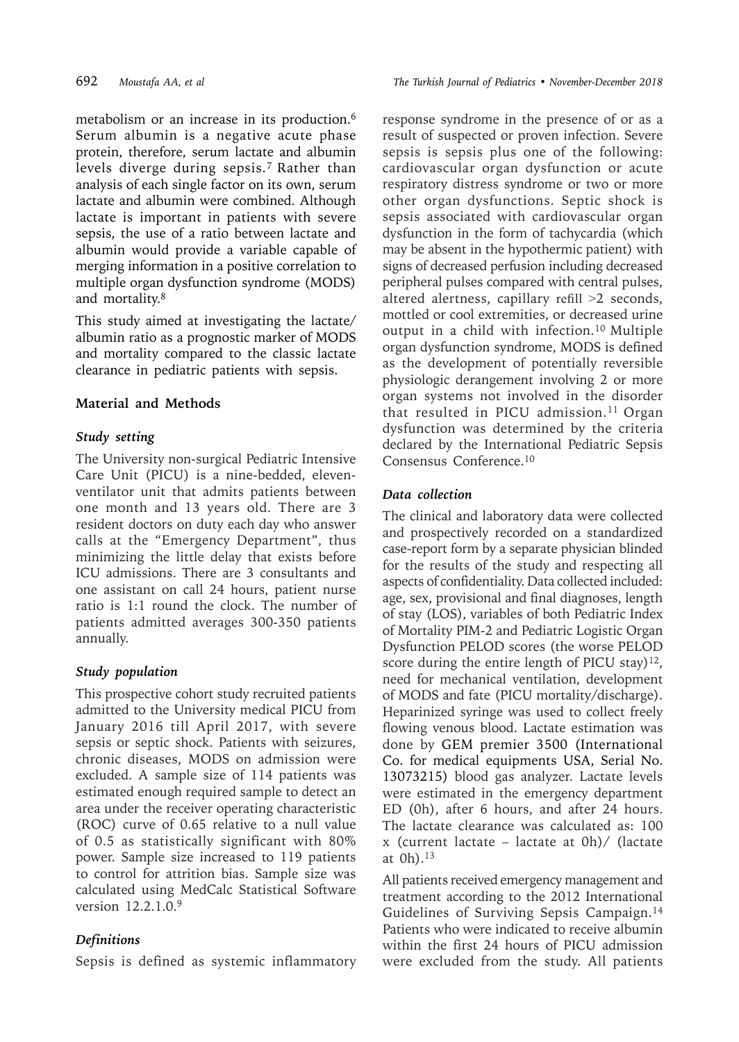metabolism or an increase in its production.[6] Serum albumin is a negative acute phase protein, therefore, serum lactate and albumin levels diverge during sepsis.[7] Rather than analysis of each single factor on its own, serum lactate and albumin were combined. Although lactate is important in patients with severe sepsis, the use of a ratio between lactate and albumin would provide a variable capable of merging information in a positive correlation to multiple organ dysfunction syndrome (MODS) and mortality.[8]

This study aimed at investigating the lactate/albumin ratio as a prognostic marker of MODS and mortality compared to the classic lactate clearance in pediatric patients with sepsis.

## Material and Methods

### *Study setting*

The University non-surgical Pediatric Intensive Care Unit (PICU) is a nine-bedded, eleven-ventilator unit that admits patients between one month and 13 years old. There are 3 resident doctors on duty each day who answer calls at the "Emergency Department", thus minimizing the little delay that exists before ICU admissions. There are 3 consultants and one assistant on call 24 hours, patient nurse ratio is 1:1 round the clock. The number of patients admitted averages 300-350 patients annually.

### *Study population*

This prospective cohort study recruited patients admitted to the University medical PICU from January 2016 till April 2017, with severe sepsis or septic shock. Patients with seizures, chronic diseases, MODS on admission were excluded. A sample size of 114 patients was estimated enough required sample to detect an area under the receiver operating characteristic (ROC) curve of 0.65 relative to a null value of 0.5 as statistically significant with 80% power. Sample size increased to 119 patients to control for attrition bias. Sample size was calculated using MedCalc Statistical Software version 12.2.1.0.[9]

### *Definitions*

Sepsis is defined as systemic inflammatory response syndrome in the presence of or as a result of suspected or proven infection. Severe sepsis is sepsis plus one of the following: cardiovascular organ dysfunction or acute respiratory distress syndrome or two or more other organ dysfunctions. Septic shock is sepsis associated with cardiovascular organ dysfunction in the form of tachycardia (which may be absent in the hypothermic patient) with signs of decreased perfusion including decreased peripheral pulses compared with central pulses, altered alertness, capillary refill >2 seconds, mottled or cool extremities, or decreased urine output in a child with infection.[10] Multiple organ dysfunction syndrome, MODS is defined as the development of potentially reversible physiologic derangement involving 2 or more organ systems not involved in the disorder that resulted in PICU admission.[11] Organ dysfunction was determined by the criteria declared by the International Pediatric Sepsis Consensus Conference.[10]

### *Data collection*

The clinical and laboratory data were collected and prospectively recorded on a standardized case-report form by a separate physician blinded for the results of the study and respecting all aspects of confidentiality. Data collected included: age, sex, provisional and final diagnoses, length of stay (LOS), variables of both Pediatric Index of Mortality PIM-2 and Pediatric Logistic Organ Dysfunction PELOD scores (the worse PELOD score during the entire length of PICU stay)[12], need for mechanical ventilation, development of MODS and fate (PICU mortality/discharge). Heparinized syringe was used to collect freely flowing venous blood. Lactate estimation was done by GEM premier 3500 (International Co. for medical equipments USA, Serial No. 13073215) blood gas analyzer. Lactate levels were estimated in the emergency department ED (0h), after 6 hours, and after 24 hours. The lactate clearance was calculated as: 100 x (current lactate – lactate at 0h)/ (lactate at 0h).[13]

All patients received emergency management and treatment according to the 2012 International Guidelines of Surviving Sepsis Campaign.[14] Patients who were indicated to receive albumin within the first 24 hours of PICU admission were excluded from the study. All patients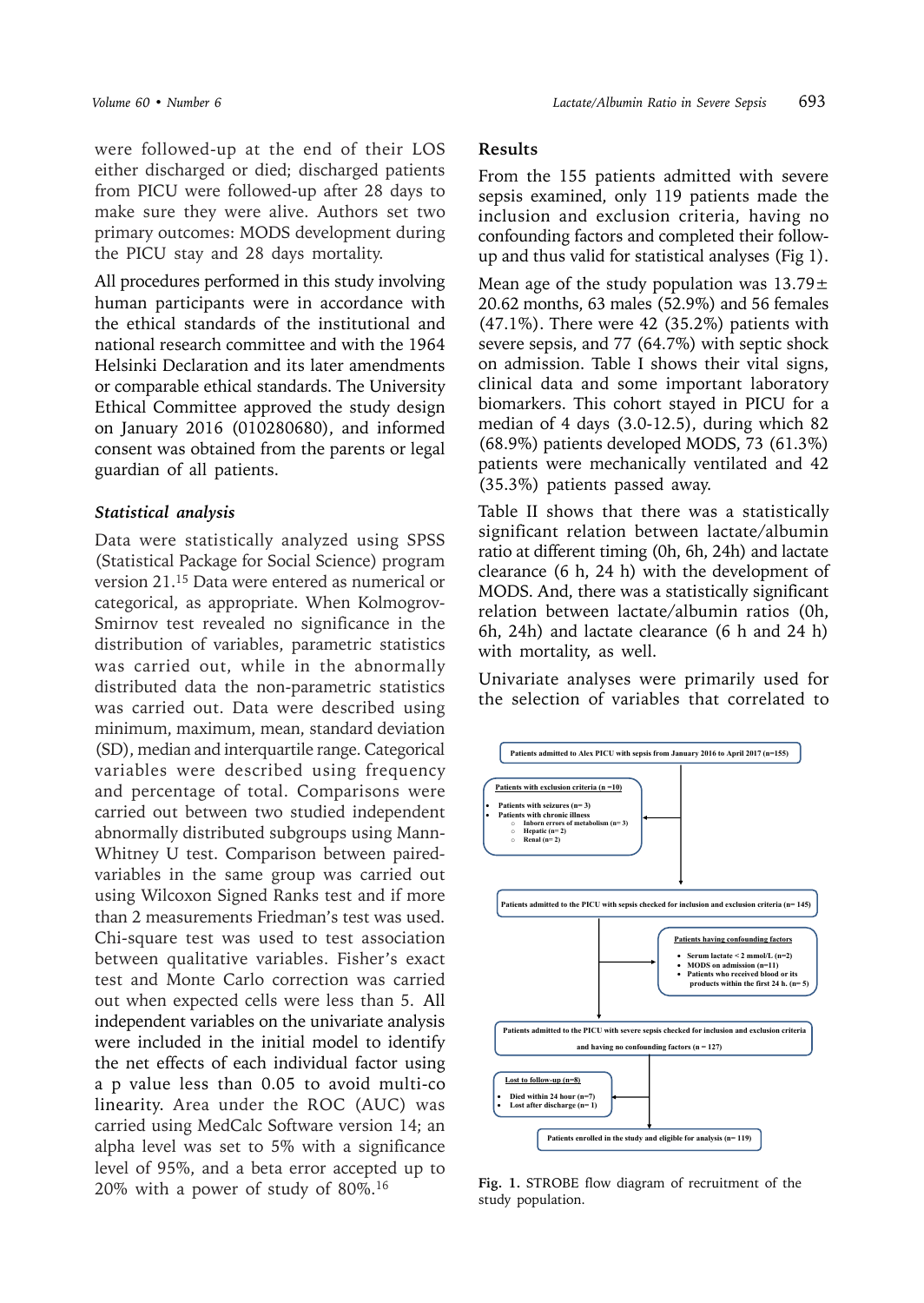were followed-up at the end of their LOS either discharged or died; discharged patients from PICU were followed-up after 28 days to make sure they were alive. Authors set two primary outcomes: MODS development during the PICU stay and 28 days mortality.

All procedures performed in this study involving human participants were in accordance with the ethical standards of the institutional and national research committee and with the 1964 Helsinki Declaration and its later amendments or comparable ethical standards. The University Ethical Committee approved the study design on January 2016 (010280680), and informed consent was obtained from the parents or legal guardian of all patients.

### *Statistical analysis*

Data were statistically analyzed using SPSS (Statistical Package for Social Science) program version 21.[15] Data were entered as numerical or categorical, as appropriate. When Kolmogrov-Smirnov test revealed no significance in the distribution of variables, parametric statistics was carried out, while in the abnormally distributed data the non-parametric statistics was carried out. Data were described using minimum, maximum, mean, standard deviation (SD), median and interquartile range. Categorical variables were described using frequency and percentage of total. Comparisons were carried out between two studied independent abnormally distributed subgroups using Mann-Whitney U test. Comparison between paired-variables in the same group was carried out using Wilcoxon Signed Ranks test and if more than 2 measurements Friedman's test was used. Chi-square test was used to test association between qualitative variables. Fisher's exact test and Monte Carlo correction was carried out when expected cells were less than 5. All independent variables on the univariate analysis were included in the initial model to identify the net effects of each individual factor using a p value less than 0.05 to avoid multi-co linearity. Area under the ROC (AUC) was carried using MedCalc Software version 14; an alpha level was set to 5% with a significance level of 95%, and a beta error accepted up to 20% with a power of study of 80%.[16]

## Results

From the 155 patients admitted with severe sepsis examined, only 119 patients made the inclusion and exclusion criteria, having no confounding factors and completed their follow-up and thus valid for statistical analyses (Fig 1).

Mean age of the study population was 13.79± 20.62 months, 63 males (52.9%) and 56 females (47.1%). There were 42 (35.2%) patients with severe sepsis, and 77 (64.7%) with septic shock on admission. Table I shows their vital signs, clinical data and some important laboratory biomarkers. This cohort stayed in PICU for a median of 4 days (3.0-12.5), during which 82 (68.9%) patients developed MODS, 73 (61.3%) patients were mechanically ventilated and 42 (35.3%) patients passed away.

Table II shows that there was a statistically significant relation between lactate/albumin ratio at different timing (0h, 6h, 24h) and lactate clearance (6 h, 24 h) with the development of MODS. And, there was a statistically significant relation between lactate/albumin ratios (0h, 6h, 24h) and lactate clearance (6 h and 24 h) with mortality, as well.

Univariate analyses were primarily used for the selection of variables that correlated to

Patients admitted to Alex PICU with sepsis from January 2016 to April 2017 (n=155)

Patients with exclusion criteria (n =10)
- Patients with seizures (n= 3)
- Patients with chronic illness
  - Inborn errors of metabolism (n= 3)
  - Hepatic (n= 2)
  - Renal (n= 2)

Patients admitted to the PICU with sepsis checked for inclusion and exclusion criteria (n= 145)

Patients having confounding factors
- Serum lactate < 2 mmol/L (n=2)
- MODS on admission (n=11)
- Patients who received blood or its products within the first 24 h. (n= 5)

Patients admitted to the PICU with severe sepsis checked for inclusion and exclusion criteria and having no confounding factors (n = 127)

Lost to follow-up (n=8)
- Died within 24 hour (n=7)
- Lost after discharge (n= 1)

Patients enrolled in the study and eligible for analysis (n= 119)

**Fig. 1.** STROBE flow diagram of recruitment of the study population.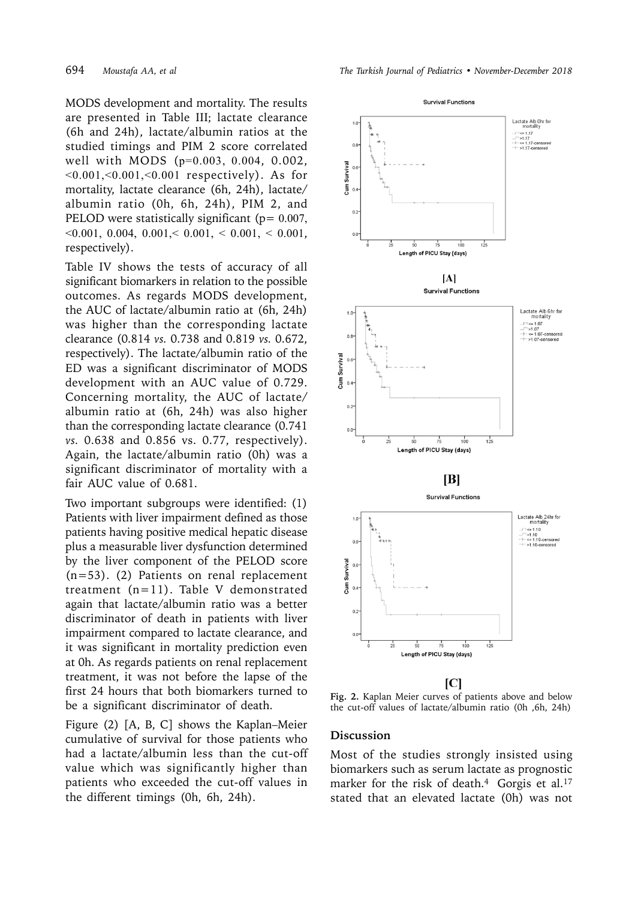MODS development and mortality. The results are presented in Table III; lactate clearance (6h and 24h), lactate/albumin ratios at the studied timings and PIM 2 score correlated well with MODS (p=0.003, 0.004, 0.002, <0.001,<0.001,<0.001 respectively). As for mortality, lactate clearance (6h, 24h), lactate/albumin ratio (0h, 6h, 24h), PIM 2, and PELOD were statistically significant (p= 0.007, <0.001, 0.004, 0.001,< 0.001, < 0.001, < 0.001, respectively).

Table IV shows the tests of accuracy of all significant biomarkers in relation to the possible outcomes. As regards MODS development, the AUC of lactate/albumin ratio at (6h, 24h) was higher than the corresponding lactate clearance (0.814 *vs.* 0.738 and 0.819 *vs.* 0.672, respectively). The lactate/albumin ratio of the ED was a significant discriminator of MODS development with an AUC value of 0.729. Concerning mortality, the AUC of lactate/albumin ratio at (6h, 24h) was also higher than the corresponding lactate clearance (0.741 *vs.* 0.638 and 0.856 vs. 0.77, respectively). Again, the lactate/albumin ratio (0h) was a significant discriminator of mortality with a fair AUC value of 0.681.

Two important subgroups were identified: (1) Patients with liver impairment defined as those patients having positive medical hepatic disease plus a measurable liver dysfunction determined by the liver component of the PELOD score (n=53). (2) Patients on renal replacement treatment (n=11). Table V demonstrated again that lactate/albumin ratio was a better discriminator of death in patients with liver impairment compared to lactate clearance, and it was significant in mortality prediction even at 0h. As regards patients on renal replacement treatment, it was not before the lapse of the first 24 hours that both biomarkers turned to be a significant discriminator of death.

Figure (2) [A, B, C] shows the Kaplan–Meier cumulative of survival for those patients who had a lactate/albumin less than the cut-off value which was significantly higher than patients who exceeded the cut-off values in the different timings (0h, 6h, 24h).

**Fig. 2.** Kaplan Meier curves of patients above and below the cut-off values of lactate/albumin ratio (0h ,6h, 24h)

## Discussion

Most of the studies strongly insisted using biomarkers such as serum lactate as prognostic marker for the risk of death.[4] Gorgis et al.[17] stated that an elevated lactate (0h) was not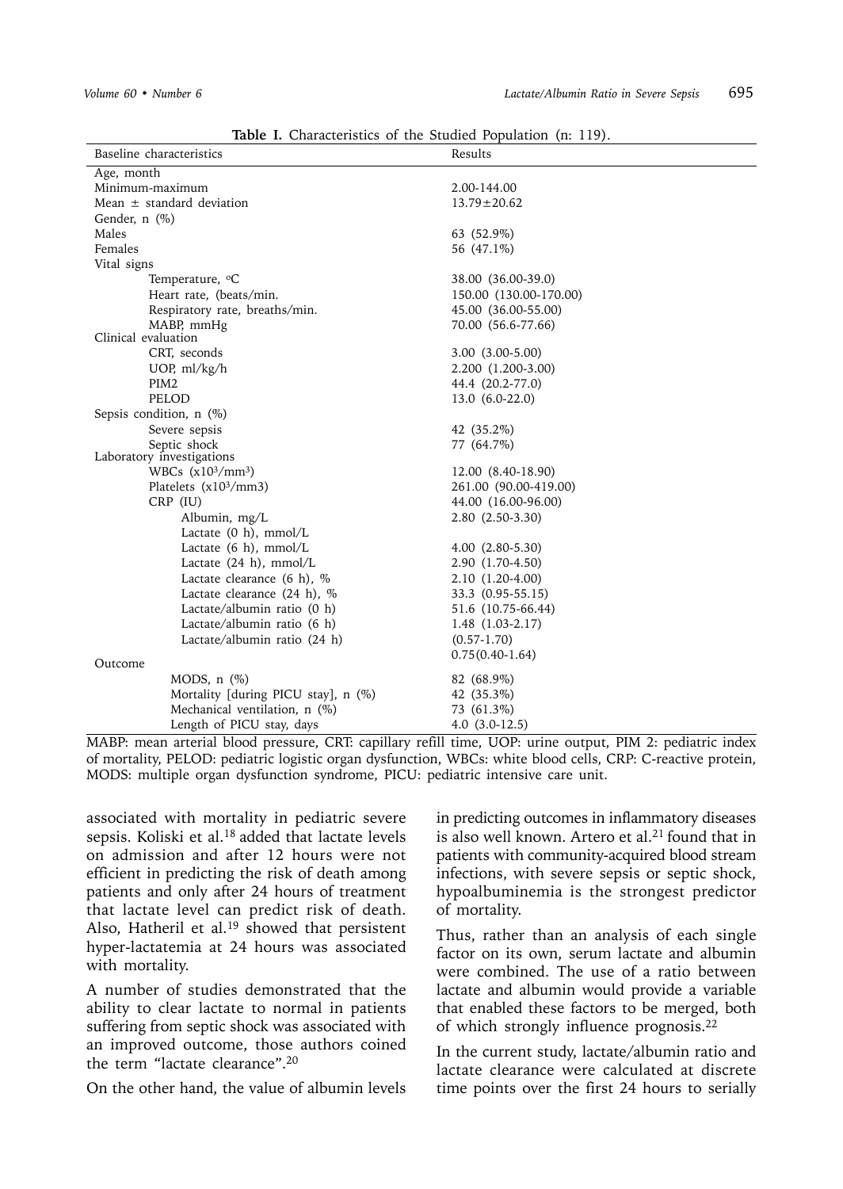**Table I.** Characteristics of the Studied Population (n: 119).

| Baseline characteristics | Results |
|---|---|
| Age, month | |
| Minimum-maximum | 2.00-144.00 |
| Mean ± standard deviation | 13.79±20.62 |
| Gender, n (%) | |
| Males | 63 (52.9%) |
| Females | 56 (47.1%) |
| Vital signs | |
| Temperature, °C | 38.00 (36.00-39.0) |
| Heart rate, (beats/min. | 150.00 (130.00-170.00) |
| Respiratory rate, breaths/min. | 45.00 (36.00-55.00) |
| MABP, mmHg | 70.00 (56.6-77.66) |
| Clinical evaluation | |
| CRT, seconds | 3.00 (3.00-5.00) |
| UOP, ml/kg/h | 2.200 (1.200-3.00) |
| PIM2 | 44.4 (20.2-77.0) |
| PELOD | 13.0 (6.0-22.0) |
| Sepsis condition, n (%) | |
| Severe sepsis | 42 (35.2%) |
| Septic shock | 77 (64.7%) |
| Laboratory investigations | |
| WBCs ($x10^3/mm^3$) | 12.00 (8.40-18.90) |
| Platelets ($x10^3$/mm3) | 261.00 (90.00-419.00) |
| CRP (IU) | 44.00 (16.00-96.00) |
| Albumin, mg/L | 2.80 (2.50-3.30) |
| Lactate (0 h), mmol/L | |
| Lactate (6 h), mmol/L | 4.00 (2.80-5.30) |
| Lactate (24 h), mmol/L | 2.90 (1.70-4.50) |
| Lactate clearance (6 h), % | 2.10 (1.20-4.00) |
| Lactate clearance (24 h), % | 33.3 (0.95-55.15) |
| Lactate/albumin ratio (0 h) | 51.6 (10.75-66.44) |
| Lactate/albumin ratio (6 h) | 1.48 (1.03-2.17) |
| Lactate/albumin ratio (24 h) | (0.57-1.70) |
| | 0.75(0.40-1.64) |
| Outcome | |
| MODS, n (%) | 82 (68.9%) |
| Mortality [during PICU stay], n (%) | 42 (35.3%) |
| Mechanical ventilation, n (%) | 73 (61.3%) |
| Length of PICU stay, days | 4.0 (3.0-12.5) |

MABP: mean arterial blood pressure, CRT: capillary refill time, UOP: urine output, PIM 2: pediatric index of mortality, PELOD: pediatric logistic organ dysfunction, WBCs: white blood cells, CRP: C-reactive protein, MODS: multiple organ dysfunction syndrome, PICU: pediatric intensive care unit.

associated with mortality in pediatric severe sepsis. Koliski et al.[18] added that lactate levels on admission and after 12 hours were not efficient in predicting the risk of death among patients and only after 24 hours of treatment that lactate level can predict risk of death. Also, Hatheril et al.[19] showed that persistent hyper-lactatemia at 24 hours was associated with mortality.

A number of studies demonstrated that the ability to clear lactate to normal in patients suffering from septic shock was associated with an improved outcome, those authors coined the term "lactate clearance".[20]

On the other hand, the value of albumin levels in predicting outcomes in inflammatory diseases is also well known. Artero et al.[21] found that in patients with community-acquired blood stream infections, with severe sepsis or septic shock, hypoalbuminemia is the strongest predictor of mortality.

Thus, rather than an analysis of each single factor on its own, serum lactate and albumin were combined. The use of a ratio between lactate and albumin would provide a variable that enabled these factors to be merged, both of which strongly influence prognosis.[22]

In the current study, lactate/albumin ratio and lactate clearance were calculated at discrete time points over the first 24 hours to serially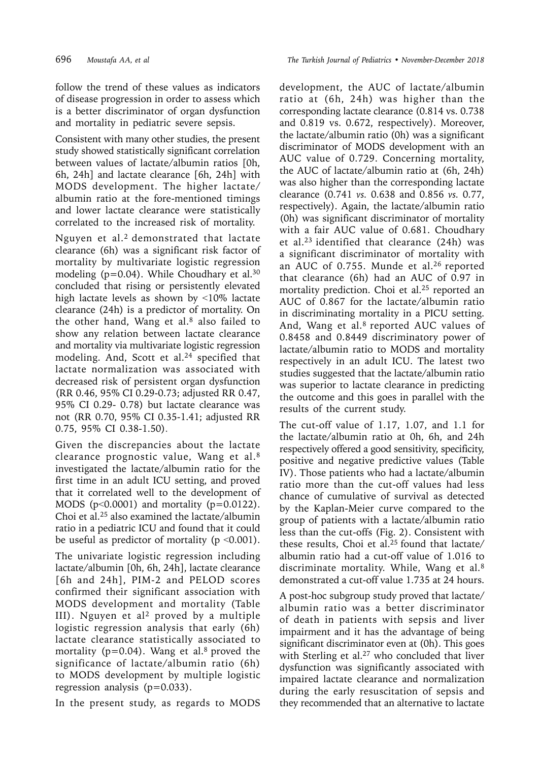follow the trend of these values as indicators of disease progression in order to assess which is a better discriminator of organ dysfunction and mortality in pediatric severe sepsis.

Consistent with many other studies, the present study showed statistically significant correlation between values of lactate/albumin ratios [0h, 6h, 24h] and lactate clearance [6h, 24h] with MODS development. The higher lactate/albumin ratio at the fore-mentioned timings and lower lactate clearance were statistically correlated to the increased risk of mortality.

Nguyen et al.[2] demonstrated that lactate clearance (6h) was a significant risk factor of mortality by multivariate logistic regression modeling (p=0.04). While Choudhary et al.[30] concluded that rising or persistently elevated high lactate levels as shown by <10% lactate clearance (24h) is a predictor of mortality. On the other hand, Wang et al.[8] also failed to show any relation between lactate clearance and mortality via multivariate logistic regression modeling. And, Scott et al.[24] specified that lactate normalization was associated with decreased risk of persistent organ dysfunction (RR 0.46, 95% CI 0.29-0.73; adjusted RR 0.47, 95% CI 0.29- 0.78) but lactate clearance was not (RR 0.70, 95% CI 0.35-1.41; adjusted RR 0.75, 95% CI 0.38-1.50).

Given the discrepancies about the lactate clearance prognostic value, Wang et al.[8] investigated the lactate/albumin ratio for the first time in an adult ICU setting, and proved that it correlated well to the development of MODS (p<0.0001) and mortality (p=0.0122). Choi et al.[25] also examined the lactate/albumin ratio in a pediatric ICU and found that it could be useful as predictor of mortality (p <0.001).

The univariate logistic regression including lactate/albumin [0h, 6h, 24h], lactate clearance [6h and 24h], PIM-2 and PELOD scores confirmed their significant association with MODS development and mortality (Table III). Nguyen et al[2] proved by a multiple logistic regression analysis that early (6h) lactate clearance statistically associated to mortality (p=0.04). Wang et al.[8] proved the significance of lactate/albumin ratio (6h) to MODS development by multiple logistic regression analysis (p=0.033).

In the present study, as regards to MODS development, the AUC of lactate/albumin ratio at (6h, 24h) was higher than the corresponding lactate clearance (0.814 vs. 0.738 and 0.819 vs. 0.672, respectively). Moreover, the lactate/albumin ratio (0h) was a significant discriminator of MODS development with an AUC value of 0.729. Concerning mortality, the AUC of lactate/albumin ratio at (6h, 24h) was also higher than the corresponding lactate clearance (0.741 *vs.* 0.638 and 0.856 *vs.* 0.77, respectively). Again, the lactate/albumin ratio (0h) was significant discriminator of mortality with a fair AUC value of 0.681. Choudhary et al.[23] identified that clearance (24h) was a significant discriminator of mortality with an AUC of 0.755. Munde et al.[26] reported that clearance (6h) had an AUC of 0.97 in mortality prediction. Choi et al.[25] reported an AUC of 0.867 for the lactate/albumin ratio in discriminating mortality in a PICU setting. And, Wang et al.[8] reported AUC values of 0.8458 and 0.8449 discriminatory power of lactate/albumin ratio to MODS and mortality respectively in an adult ICU. The latest two studies suggested that the lactate/albumin ratio was superior to lactate clearance in predicting the outcome and this goes in parallel with the results of the current study.

The cut-off value of 1.17, 1.07, and 1.1 for the lactate/albumin ratio at 0h, 6h, and 24h respectively offered a good sensitivity, specificity, positive and negative predictive values (Table IV). Those patients who had a lactate/albumin ratio more than the cut-off values had less chance of cumulative of survival as detected by the Kaplan-Meier curve compared to the group of patients with a lactate/albumin ratio less than the cut-offs (Fig. 2). Consistent with these results, Choi et al.[25] found that lactate/albumin ratio had a cut-off value of 1.016 to discriminate mortality. While, Wang et al.[8] demonstrated a cut-off value 1.735 at 24 hours.

A post-hoc subgroup study proved that lactate/albumin ratio was a better discriminator of death in patients with sepsis and liver impairment and it has the advantage of being significant discriminator even at (0h). This goes with Sterling et al.[27] who concluded that liver dysfunction was significantly associated with impaired lactate clearance and normalization during the early resuscitation of sepsis and they recommended that an alternative to lactate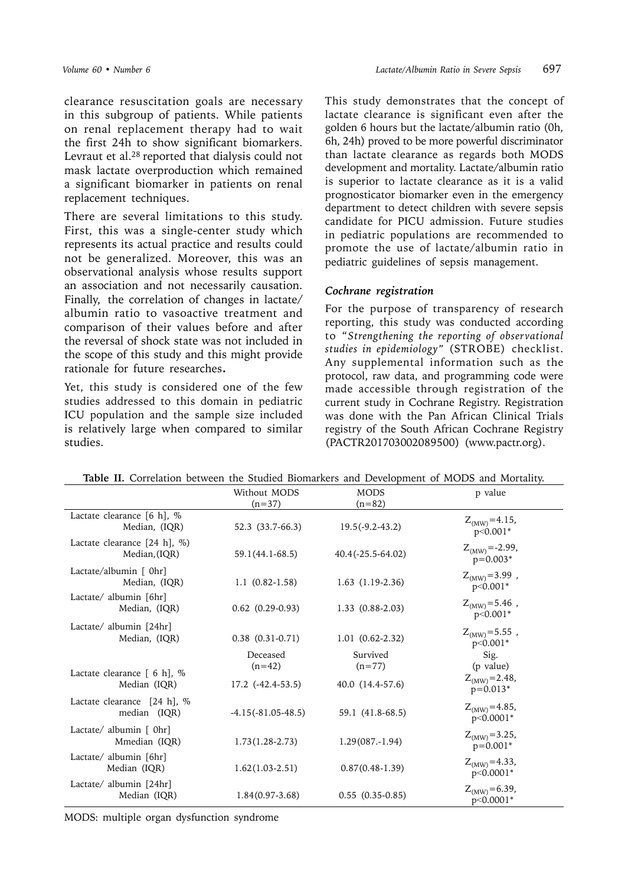clearance resuscitation goals are necessary in this subgroup of patients. While patients on renal replacement therapy had to wait the first 24h to show significant biomarkers. Levraut et al.[28] reported that dialysis could not mask lactate overproduction which remained a significant biomarker in patients on renal replacement techniques.

There are several limitations to this study. First, this was a single-center study which represents its actual practice and results could not be generalized. Moreover, this was an observational analysis whose results support an association and not necessarily causation. Finally, the correlation of changes in lactate/ albumin ratio to vasoactive treatment and comparison of their values before and after the reversal of shock state was not included in the scope of this study and this might provide rationale for future researches**.**

Yet, this study is considered one of the few studies addressed to this domain in pediatric ICU population and the sample size included is relatively large when compared to similar studies.

This study demonstrates that the concept of lactate clearance is significant even after the golden 6 hours but the lactate/albumin ratio (0h, 6h, 24h) proved to be more powerful discriminator than lactate clearance as regards both MODS development and mortality. Lactate/albumin ratio is superior to lactate clearance as it is a valid prognosticator biomarker even in the emergency department to detect children with severe sepsis candidate for PICU admission. Future studies in pediatric populations are recommended to promote the use of lactate/albumin ratio in pediatric guidelines of sepsis management.

### *Cochrane registration*

For the purpose of transparency of research reporting, this study was conducted according to *"Strengthening the reporting of observational studies in epidemiology"* (STROBE) checklist. Any supplemental information such as the protocol, raw data, and programming code were made accessible through registration of the current study in Cochrane Registry. Registration was done with the Pan African Clinical Trials registry of the South African Cochrane Registry (PACTR201703002089500) (www.pactr.org).

**Table II.** Correlation between the Studied Biomarkers and Development of MODS and Mortality.

| | Without MODS (n=37) | MODS (n=82) | p value |
|---|---|---|---|
| Lactate clearance [6 h], % Median, (IQR) | 52.3 (33.7-66.3) | 19.5(-9.2-43.2) | $Z_{(MW)}=4.15$, $p<0.001$* |
| Lactate clearance [24 h], %) Median,(IQR) | 59.1(44.1-68.5) | 40.4(-25.5-64.02) | $Z_{(MW)}=-2.99$, $p=0.003$* |
| Lactate/albumin [ 0hr] Median, (IQR) | 1.1 (0.82-1.58) | 1.63 (1.19-2.36) | $Z_{(MW)}=3.99$ , $p<0.001$* |
| Lactate/ albumin [6hr] Median, (IQR) | 0.62 (0.29-0.93) | 1.33 (0.88-2.03) | $Z_{(MW)}=5.46$ , $p<0.001$* |
| Lactate/ albumin [24hr] Median, (IQR) | 0.38 (0.31-0.71) | 1.01 (0.62-2.32) | $Z_{(MW)}=5.55$ , $p<0.001$* |
| | Deceased (n=42) | Survived (n=77) | Sig. (p value) |
| Lactate clearance [ 6 h], % Median (IQR) | 17.2 (-42.4-53.5) | 40.0 (14.4-57.6) | $Z_{(MW)}=2.48$, $p=0.013$* |
| Lactate clearance [24 h], % median (IQR) | -4.15(-81.05-48.5) | 59.1 (41.8-68.5) | $Z_{(MW)}=4.85$, $p<0.0001$* |
| Lactate/ albumin [ 0hr] Mmedian (IQR) | 1.73(1.28-2.73) | 1.29(087.-1.94) | $Z_{(MW)}=3.25$, $p=0.001$* |
| Lactate/ albumin [6hr] Median (IQR) | 1.62(1.03-2.51) | 0.87(0.48-1.39) | $Z_{(MW)}=4.33$, $p<0.0001$* |
| Lactate/ albumin [24hr] Median (IQR) | 1.84(0.97-3.68) | 0.55 (0.35-0.85) | $Z_{(MW)}=6.39$, $p<0.0001$* |

MODS: multiple organ dysfunction syndrome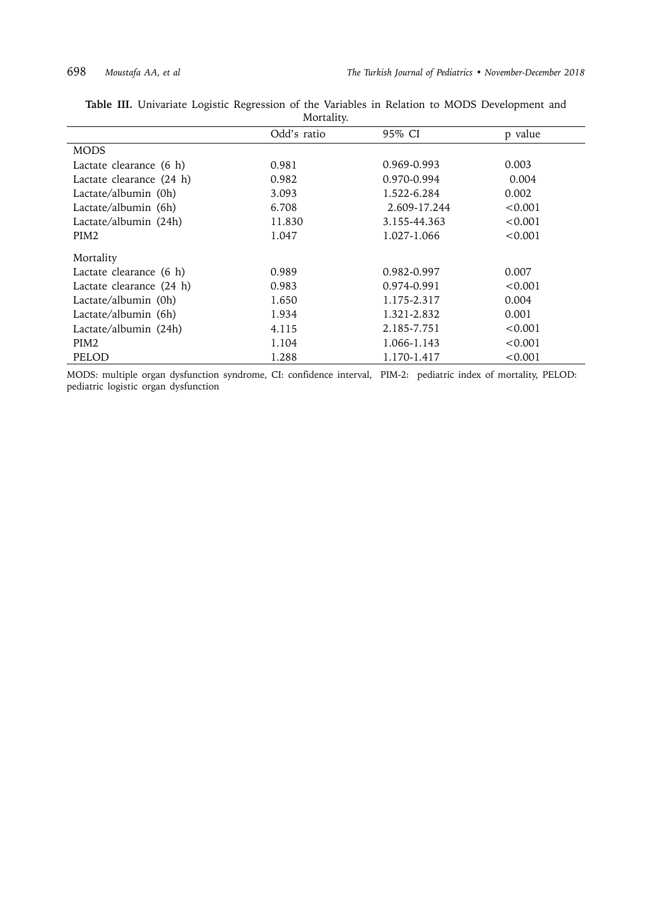**Table III.** Univariate Logistic Regression of the Variables in Relation to MODS Development and Mortality.

| | Odd's ratio | 95% CI | p value |
|---|---|---|---|
| MODS | | | |
| Lactate clearance (6 h) | 0.981 | 0.969-0.993 | 0.003 |
| Lactate clearance (24 h) | 0.982 | 0.970-0.994 | 0.004 |
| Lactate/albumin (0h) | 3.093 | 1.522-6.284 | 0.002 |
| Lactate/albumin (6h) | 6.708 | 2.609-17.244 | <0.001 |
| Lactate/albumin (24h) | 11.830 | 3.155-44.363 | <0.001 |
| PIM2 | 1.047 | 1.027-1.066 | <0.001 |
| Mortality | | | |
| Lactate clearance (6 h) | 0.989 | 0.982-0.997 | 0.007 |
| Lactate clearance (24 h) | 0.983 | 0.974-0.991 | <0.001 |
| Lactate/albumin (0h) | 1.650 | 1.175-2.317 | 0.004 |
| Lactate/albumin (6h) | 1.934 | 1.321-2.832 | 0.001 |
| Lactate/albumin (24h) | 4.115 | 2.185-7.751 | <0.001 |
| PIM2 | 1.104 | 1.066-1.143 | <0.001 |
| PELOD | 1.288 | 1.170-1.417 | <0.001 |

MODS: multiple organ dysfunction syndrome, CI: confidence interval, PIM-2: pediatric index of mortality, PELOD: pediatric logistic organ dysfunction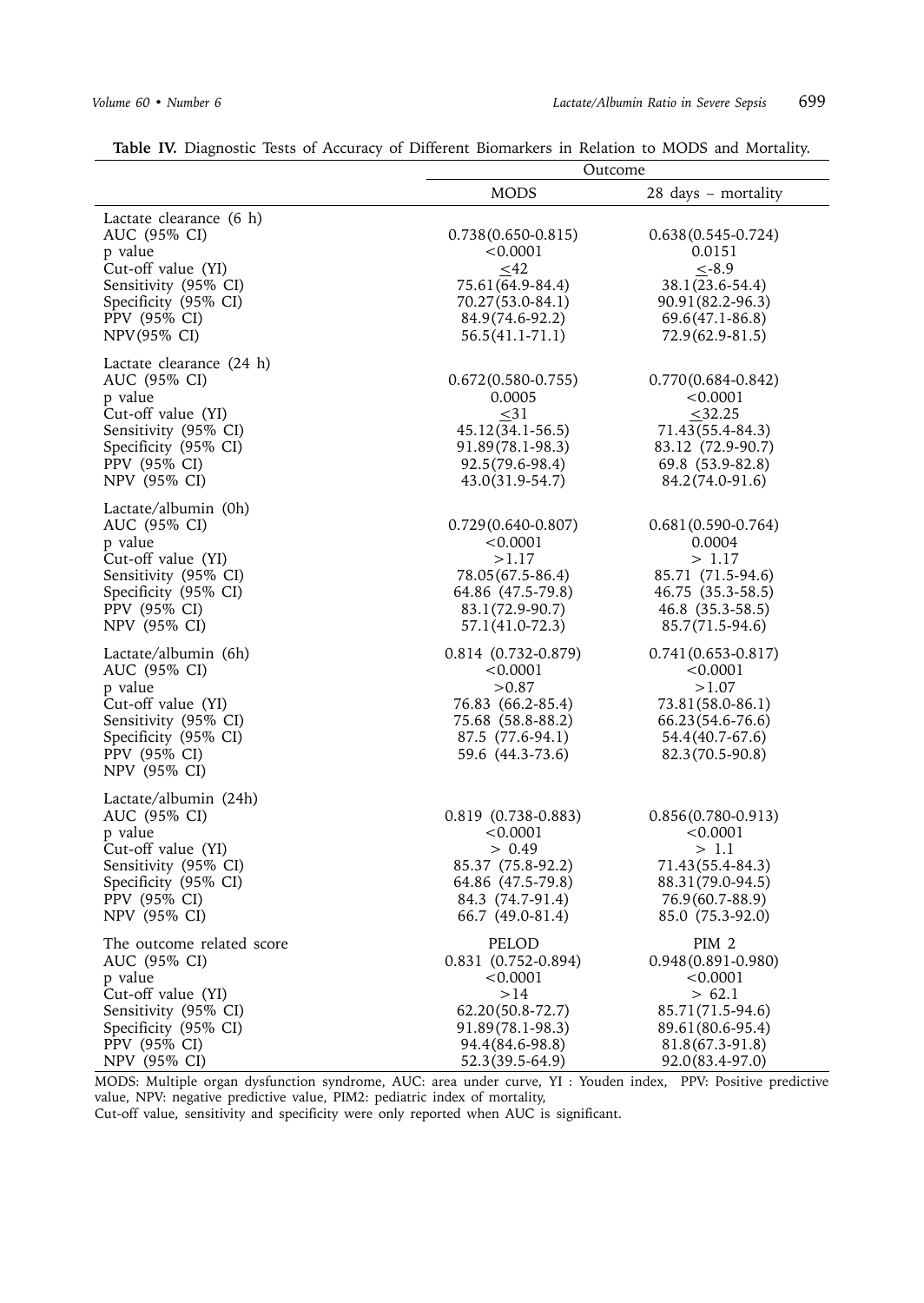**Table IV.** Diagnostic Tests of Accuracy of Different Biomarkers in Relation to MODS and Mortality.

| | Outcome | |
|---|---|---|
| | MODS | 28 days – mortality |
| **Lactate clearance (6 h)** | | |
| AUC (95% CI) | 0.738(0.650-0.815) | 0.638(0.545-0.724) |
| p value | <0.0001 | 0.0151 |
| Cut-off value (YI) | ≤42 | ≤-8.9 |
| Sensitivity (95% CI) | 75.61(64.9-84.4) | 38.1(23.6-54.4) |
| Specificity (95% CI) | 70.27(53.0-84.1) | 90.91(82.2-96.3) |
| PPV (95% CI) | 84.9(74.6-92.2) | 69.6(47.1-86.8) |
| NPV(95% CI) | 56.5(41.1-71.1) | 72.9(62.9-81.5) |
| **Lactate clearance (24 h)** | | |
| AUC (95% CI) | 0.672(0.580-0.755) | 0.770(0.684-0.842) |
| p value | 0.0005 | <0.0001 |
| Cut-off value (YI) | ≤31 | ≤32.25 |
| Sensitivity (95% CI) | 45.12(34.1-56.5) | 71.43(55.4-84.3) |
| Specificity (95% CI) | 91.89(78.1-98.3) | 83.12 (72.9-90.7) |
| PPV (95% CI) | 92.5(79.6-98.4) | 69.8 (53.9-82.8) |
| NPV (95% CI) | 43.0(31.9-54.7) | 84.2(74.0-91.6) |
| **Lactate/albumin (0h)** | | |
| AUC (95% CI) | 0.729(0.640-0.807) | 0.681(0.590-0.764) |
| p value | <0.0001 | 0.0004 |
| Cut-off value (YI) | >1.17 | > 1.17 |
| Sensitivity (95% CI) | 78.05(67.5-86.4) | 85.71 (71.5-94.6) |
| Specificity (95% CI) | 64.86 (47.5-79.8) | 46.75 (35.3-58.5) |
| PPV (95% CI) | 83.1(72.9-90.7) | 46.8 (35.3-58.5) |
| NPV (95% CI) | 57.1(41.0-72.3) | 85.7(71.5-94.6) |
| **Lactate/albumin (6h)** | | |
| AUC (95% CI) | 0.814 (0.732-0.879) | 0.741(0.653-0.817) |
| p value | <0.0001 | <0.0001 |
| Cut-off value (YI) | >0.87 | >1.07 |
| Sensitivity (95% CI) | 76.83 (66.2-85.4) | 73.81(58.0-86.1) |
| Specificity (95% CI) | 75.68 (58.8-88.2) | 66.23(54.6-76.6) |
| PPV (95% CI) | 87.5 (77.6-94.1) | 54.4(40.7-67.6) |
| NPV (95% CI) | 59.6 (44.3-73.6) | 82.3(70.5-90.8) |
| **Lactate/albumin (24h)** | | |
| AUC (95% CI) | 0.819 (0.738-0.883) | 0.856(0.780-0.913) |
| p value | <0.0001 | <0.0001 |
| Cut-off value (YI) | > 0.49 | > 1.1 |
| Sensitivity (95% CI) | 85.37 (75.8-92.2) | 71.43(55.4-84.3) |
| Specificity (95% CI) | 64.86 (47.5-79.8) | 88.31(79.0-94.5) |
| PPV (95% CI) | 84.3 (74.7-91.4) | 76.9(60.7-88.9) |
| NPV (95% CI) | 66.7 (49.0-81.4) | 85.0 (75.3-92.0) |
| **The outcome related score** | PELOD | PIM 2 |
| AUC (95% CI) | 0.831 (0.752-0.894) | 0.948(0.891-0.980) |
| p value | <0.0001 | <0.0001 |
| Cut-off value (YI) | >14 | > 62.1 |
| Sensitivity (95% CI) | 62.20(50.8-72.7) | 85.71(71.5-94.6) |
| Specificity (95% CI) | 91.89(78.1-98.3) | 89.61(80.6-95.4) |
| PPV (95% CI) | 94.4(84.6-98.8) | 81.8(67.3-91.8) |
| NPV (95% CI) | 52.3(39.5-64.9) | 92.0(83.4-97.0) |

MODS: Multiple organ dysfunction syndrome, AUC: area under curve, YI : Youden index, PPV: Positive predictive value, NPV: negative predictive value, PIM2: pediatric index of mortality,
Cut-off value, sensitivity and specificity were only reported when AUC is significant.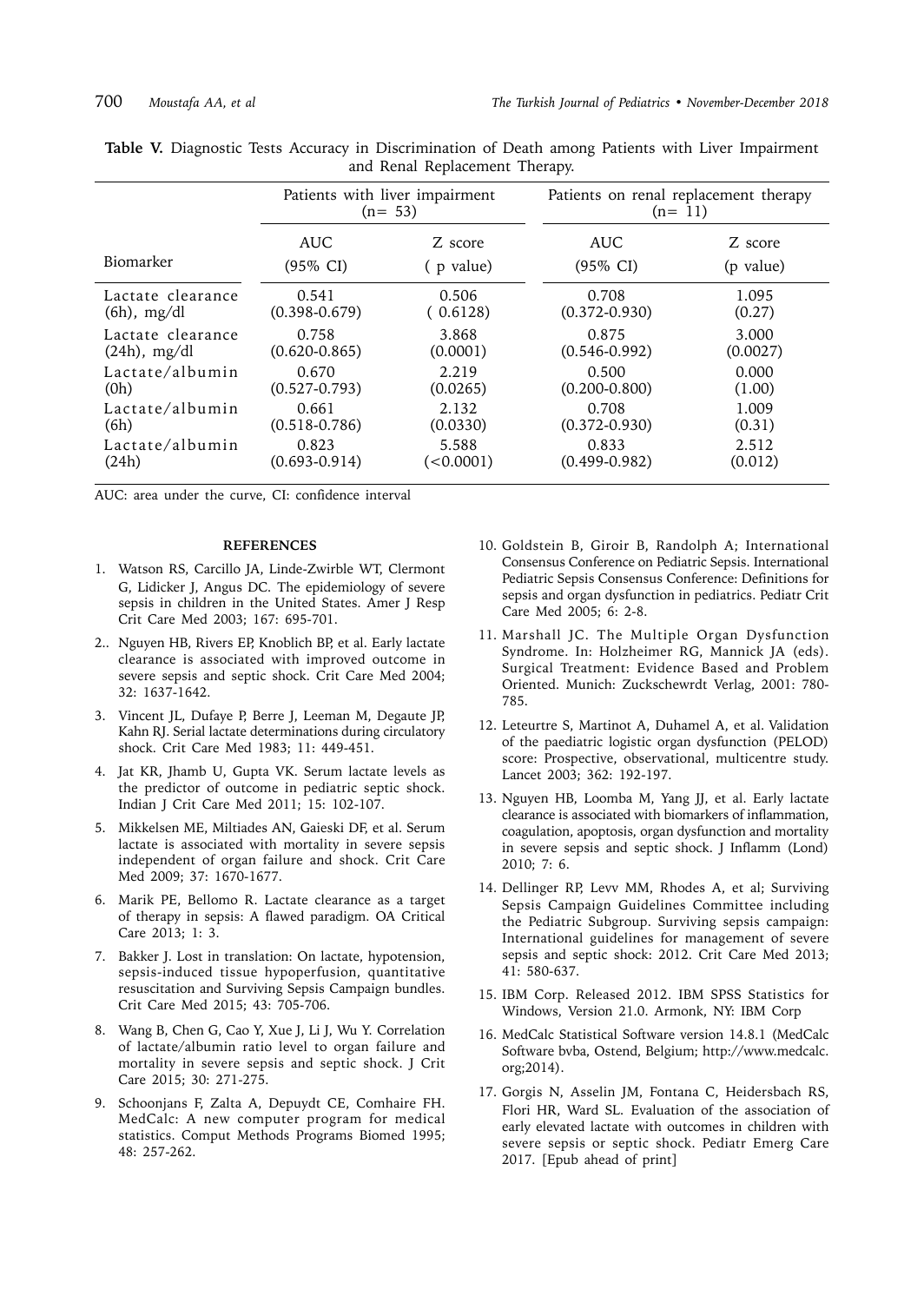**Table V.** Diagnostic Tests Accuracy in Discrimination of Death among Patients with Liver Impairment and Renal Replacement Therapy.

| Biomarker | Patients with liver impairment (n= 53) | | Patients on renal replacement therapy (n= 11) | |
|---|---|---|---|---|
| | AUC (95% CI) | Z score ( p value) | AUC (95% CI) | Z score (p value) |
| Lactate clearance (6h), mg/dl | 0.541 (0.398-0.679) | 0.506 ( 0.6128) | 0.708 (0.372-0.930) | 1.095 (0.27) |
| Lactate clearance (24h), mg/dl | 0.758 (0.620-0.865) | 3.868 (0.0001) | 0.875 (0.546-0.992) | 3.000 (0.0027) |
| Lactate/albumin (0h) | 0.670 (0.527-0.793) | 2.219 (0.0265) | 0.500 (0.200-0.800) | 0.000 (1.00) |
| Lactate/albumin (6h) | 0.661 (0.518-0.786) | 2.132 (0.0330) | 0.708 (0.372-0.930) | 1.009 (0.31) |
| Lactate/albumin (24h) | 0.823 (0.693-0.914) | 5.588 (<0.0001) | 0.833 (0.499-0.982) | 2.512 (0.012) |

AUC: area under the curve, CI: confidence interval

## REFERENCES

1. Watson RS, Carcillo JA, Linde-Zwirble WT, Clermont G, Lidicker J, Angus DC. The epidemiology of severe sepsis in children in the United States. Amer J Resp Crit Care Med 2003; 167: 695-701.
2. Nguyen HB, Rivers EP, Knoblich BP, et al. Early lactate clearance is associated with improved outcome in severe sepsis and septic shock. Crit Care Med 2004; 32: 1637-1642.
3. Vincent JL, Dufaye P, Berre J, Leeman M, Degaute JP, Kahn RJ. Serial lactate determinations during circulatory shock. Crit Care Med 1983; 11: 449-451.
4. Jat KR, Jhamb U, Gupta VK. Serum lactate levels as the predictor of outcome in pediatric septic shock. Indian J Crit Care Med 2011; 15: 102-107.
5. Mikkelsen ME, Miltiades AN, Gaieski DF, et al. Serum lactate is associated with mortality in severe sepsis independent of organ failure and shock. Crit Care Med 2009; 37: 1670-1677.
6. Marik PE, Bellomo R. Lactate clearance as a target of therapy in sepsis: A flawed paradigm. OA Critical Care 2013; 1: 3.
7. Bakker J. Lost in translation: On lactate, hypotension, sepsis-induced tissue hypoperfusion, quantitative resuscitation and Surviving Sepsis Campaign bundles. Crit Care Med 2015; 43: 705-706.
8. Wang B, Chen G, Cao Y, Xue J, Li J, Wu Y. Correlation of lactate/albumin ratio level to organ failure and mortality in severe sepsis and septic shock. J Crit Care 2015; 30: 271-275.
9. Schoonjans F, Zalta A, Depuydt CE, Comhaire FH. MedCalc: A new computer program for medical statistics. Comput Methods Programs Biomed 1995; 48: 257-262.
10. Goldstein B, Giroir B, Randolph A; International Consensus Conference on Pediatric Sepsis. International Pediatric Sepsis Consensus Conference: Definitions for sepsis and organ dysfunction in pediatrics. Pediatr Crit Care Med 2005; 6: 2-8.
11. Marshall JC. The Multiple Organ Dysfunction Syndrome. In: Holzheimer RG, Mannick JA (eds). Surgical Treatment: Evidence Based and Problem Oriented. Munich: Zuckschewrdt Verlag, 2001: 780-785.
12. Leteurtre S, Martinot A, Duhamel A, et al. Validation of the paediatric logistic organ dysfunction (PELOD) score: Prospective, observational, multicentre study. Lancet 2003; 362: 192-197.
13. Nguyen HB, Loomba M, Yang JJ, et al. Early lactate clearance is associated with biomarkers of inflammation, coagulation, apoptosis, organ dysfunction and mortality in severe sepsis and septic shock. J Inflamm (Lond) 2010; 7: 6.
14. Dellinger RP, Levv MM, Rhodes A, et al; Surviving Sepsis Campaign Guidelines Committee including the Pediatric Subgroup. Surviving sepsis campaign: International guidelines for management of severe sepsis and septic shock: 2012. Crit Care Med 2013; 41: 580-637.
15. IBM Corp. Released 2012. IBM SPSS Statistics for Windows, Version 21.0. Armonk, NY: IBM Corp
16. MedCalc Statistical Software version 14.8.1 (MedCalc Software bvba, Ostend, Belgium; http://www.medcalc.org;2014).
17. Gorgis N, Asselin JM, Fontana C, Heidersbach RS, Flori HR, Ward SL. Evaluation of the association of early elevated lactate with outcomes in children with severe sepsis or septic shock. Pediatr Emerg Care 2017. [Epub ahead of print]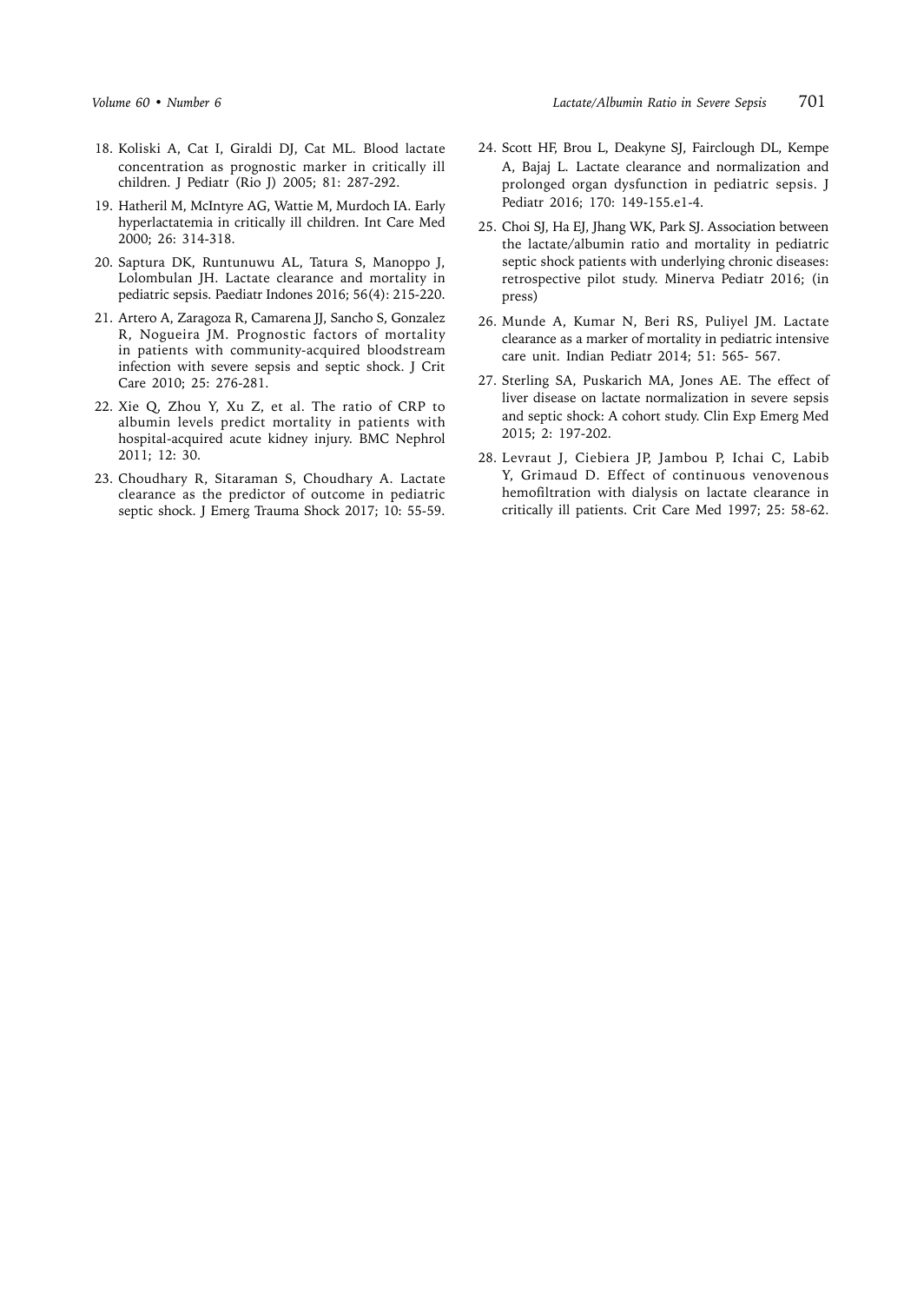18. Koliski A, Cat I, Giraldi DJ, Cat ML. Blood lactate concentration as prognostic marker in critically ill children. J Pediatr (Rio J) 2005; 81: 287-292.
19. Hatheril M, McIntyre AG, Wattie M, Murdoch IA. Early hyperlactatemia in critically ill children. Int Care Med 2000; 26: 314-318.
20. Saptura DK, Runtunuwu AL, Tatura S, Manoppo J, Lolombulan JH. Lactate clearance and mortality in pediatric sepsis. Paediatr Indones 2016; 56(4): 215-220.
21. Artero A, Zaragoza R, Camarena JJ, Sancho S, Gonzalez R, Nogueira JM. Prognostic factors of mortality in patients with community-acquired bloodstream infection with severe sepsis and septic shock. J Crit Care 2010; 25: 276-281.
22. Xie Q, Zhou Y, Xu Z, et al. The ratio of CRP to albumin levels predict mortality in patients with hospital-acquired acute kidney injury. BMC Nephrol 2011; 12: 30.
23. Choudhary R, Sitaraman S, Choudhary A. Lactate clearance as the predictor of outcome in pediatric septic shock. J Emerg Trauma Shock 2017; 10: 55-59.
24. Scott HF, Brou L, Deakyne SJ, Fairclough DL, Kempe A, Bajaj L. Lactate clearance and normalization and prolonged organ dysfunction in pediatric sepsis. J Pediatr 2016; 170: 149-155.e1-4.
25. Choi SJ, Ha EJ, Jhang WK, Park SJ. Association between the lactate/albumin ratio and mortality in pediatric septic shock patients with underlying chronic diseases: retrospective pilot study. Minerva Pediatr 2016; (in press)
26. Munde A, Kumar N, Beri RS, Puliyel JM. Lactate clearance as a marker of mortality in pediatric intensive care unit. Indian Pediatr 2014; 51: 565- 567.
27. Sterling SA, Puskarich MA, Jones AE. The effect of liver disease on lactate normalization in severe sepsis and septic shock: A cohort study. Clin Exp Emerg Med 2015; 2: 197-202.
28. Levraut J, Ciebiera JP, Jambou P, Ichai C, Labib Y, Grimaud D. Effect of continuous venovenous hemofiltration with dialysis on lactate clearance in critically ill patients. Crit Care Med 1997; 25: 58-62.